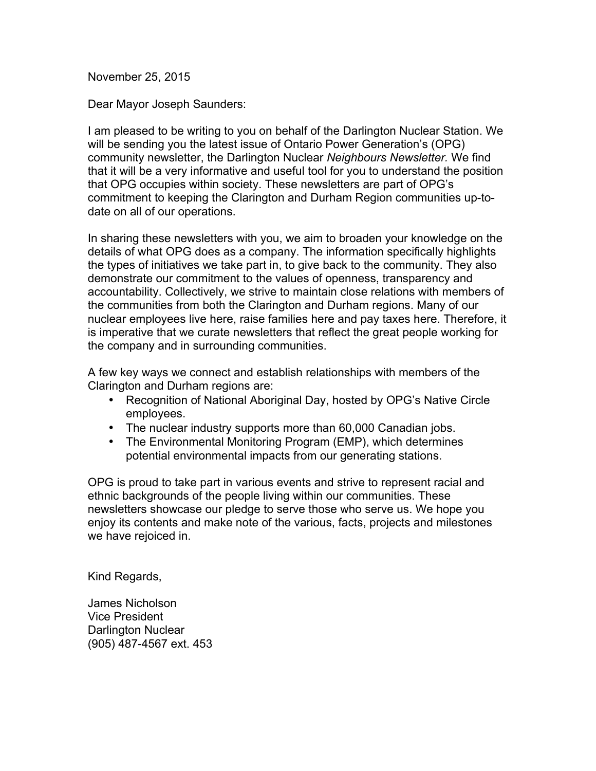November 25, 2015

Dear Mayor Joseph Saunders:

I am pleased to be writing to you on behalf of the Darlington Nuclear Station. We will be sending you the latest issue of Ontario Power Generation's (OPG) community newsletter, the Darlington Nuclear *Neighbours Newsletter.* We find that it will be a very informative and useful tool for you to understand the position that OPG occupies within society. These newsletters are part of OPG's commitment to keeping the Clarington and Durham Region communities up-to-date on all of our operations.

In sharing these newsletters with you, we aim to broaden your knowledge on the details of what OPG does as a company. The information specifically highlights the types of initiatives we take part in, to give back to the community. They also demonstrate our commitment to the values of openness, transparency and accountability. Collectively, we strive to maintain close relations with members of the communities from both the Clarington and Durham regions. Many of our nuclear employees live here, raise families here and pay taxes here. Therefore, it is imperative that we curate newsletters that reflect the great people working for the company and in surrounding communities.

A few key ways we connect and establish relationships with members of the Clarington and Durham regions are:

- Recognition of National Aboriginal Day, hosted by OPG's Native Circle employees.
- The nuclear industry supports more than 60,000 Canadian jobs.
- The Environmental Monitoring Program (EMP), which determines potential environmental impacts from our generating stations.

OPG is proud to take part in various events and strive to represent racial and ethnic backgrounds of the people living within our communities. These newsletters showcase our pledge to serve those who serve us. We hope you enjoy its contents and make note of the various, facts, projects and milestones we have rejoiced in.

Kind Regards,

James Nicholson
Vice President
Darlington Nuclear
(905) 487-4567 ext. 453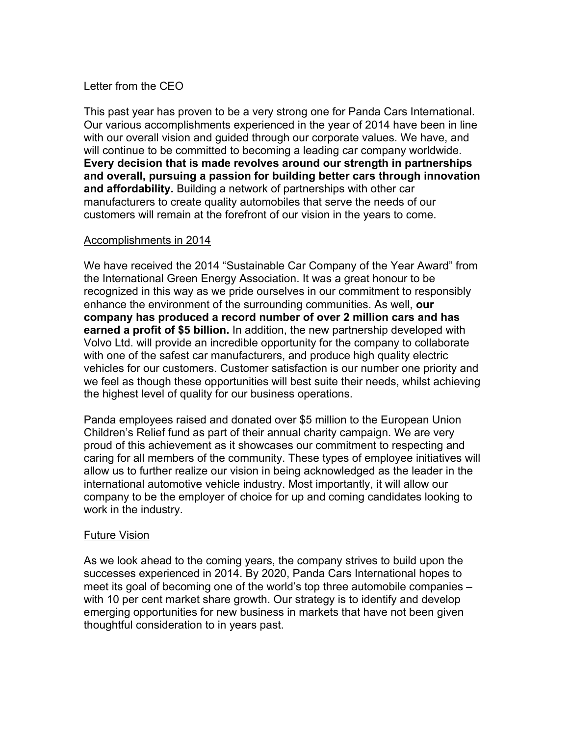## Letter from the CEO

This past year has proven to be a very strong one for Panda Cars International. Our various accomplishments experienced in the year of 2014 have been in line with our overall vision and guided through our corporate values. We have, and will continue to be committed to becoming a leading car company worldwide. **Every decision that is made revolves around our strength in partnerships and overall, pursuing a passion for building better cars through innovation and affordability.** Building a network of partnerships with other car manufacturers to create quality automobiles that serve the needs of our customers will remain at the forefront of our vision in the years to come.

## Accomplishments in 2014

We have received the 2014 "Sustainable Car Company of the Year Award" from the International Green Energy Association. It was a great honour to be recognized in this way as we pride ourselves in our commitment to responsibly enhance the environment of the surrounding communities. As well, **our company has produced a record number of over 2 million cars and has earned a profit of $5 billion.** In addition, the new partnership developed with Volvo Ltd. will provide an incredible opportunity for the company to collaborate with one of the safest car manufacturers, and produce high quality electric vehicles for our customers. Customer satisfaction is our number one priority and we feel as though these opportunities will best suite their needs, whilst achieving the highest level of quality for our business operations.

Panda employees raised and donated over $5 million to the European Union Children's Relief fund as part of their annual charity campaign. We are very proud of this achievement as it showcases our commitment to respecting and caring for all members of the community. These types of employee initiatives will allow us to further realize our vision in being acknowledged as the leader in the international automotive vehicle industry. Most importantly, it will allow our company to be the employer of choice for up and coming candidates looking to work in the industry.

## Future Vision

As we look ahead to the coming years, the company strives to build upon the successes experienced in 2014. By 2020, Panda Cars International hopes to meet its goal of becoming one of the world's top three automobile companies – with 10 per cent market share growth. Our strategy is to identify and develop emerging opportunities for new business in markets that have not been given thoughtful consideration to in years past.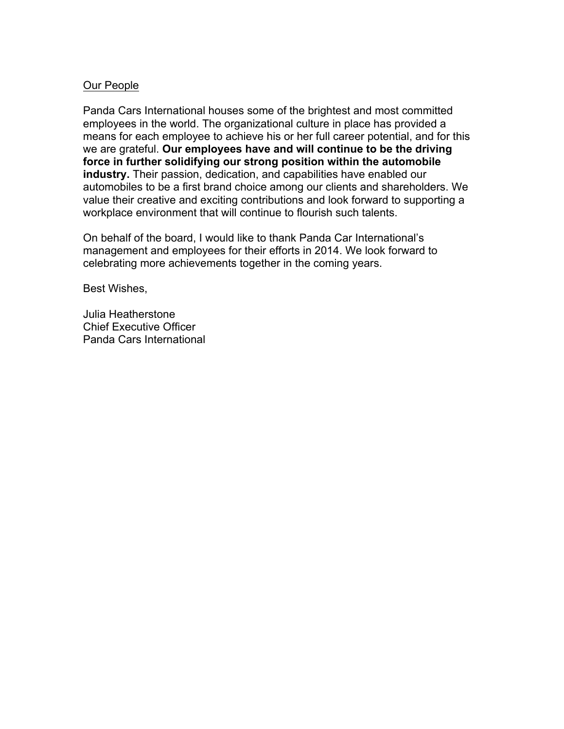<u>Our People</u>

Panda Cars International houses some of the brightest and most committed employees in the world. The organizational culture in place has provided a means for each employee to achieve his or her full career potential, and for this we are grateful. **Our employees have and will continue to be the driving force in further solidifying our strong position within the automobile industry.** Their passion, dedication, and capabilities have enabled our automobiles to be a first brand choice among our clients and shareholders. We value their creative and exciting contributions and look forward to supporting a workplace environment that will continue to flourish such talents.

On behalf of the board, I would like to thank Panda Car International's management and employees for their efforts in 2014. We look forward to celebrating more achievements together in the coming years.

Best Wishes,

Julia Heatherstone
Chief Executive Officer
Panda Cars International